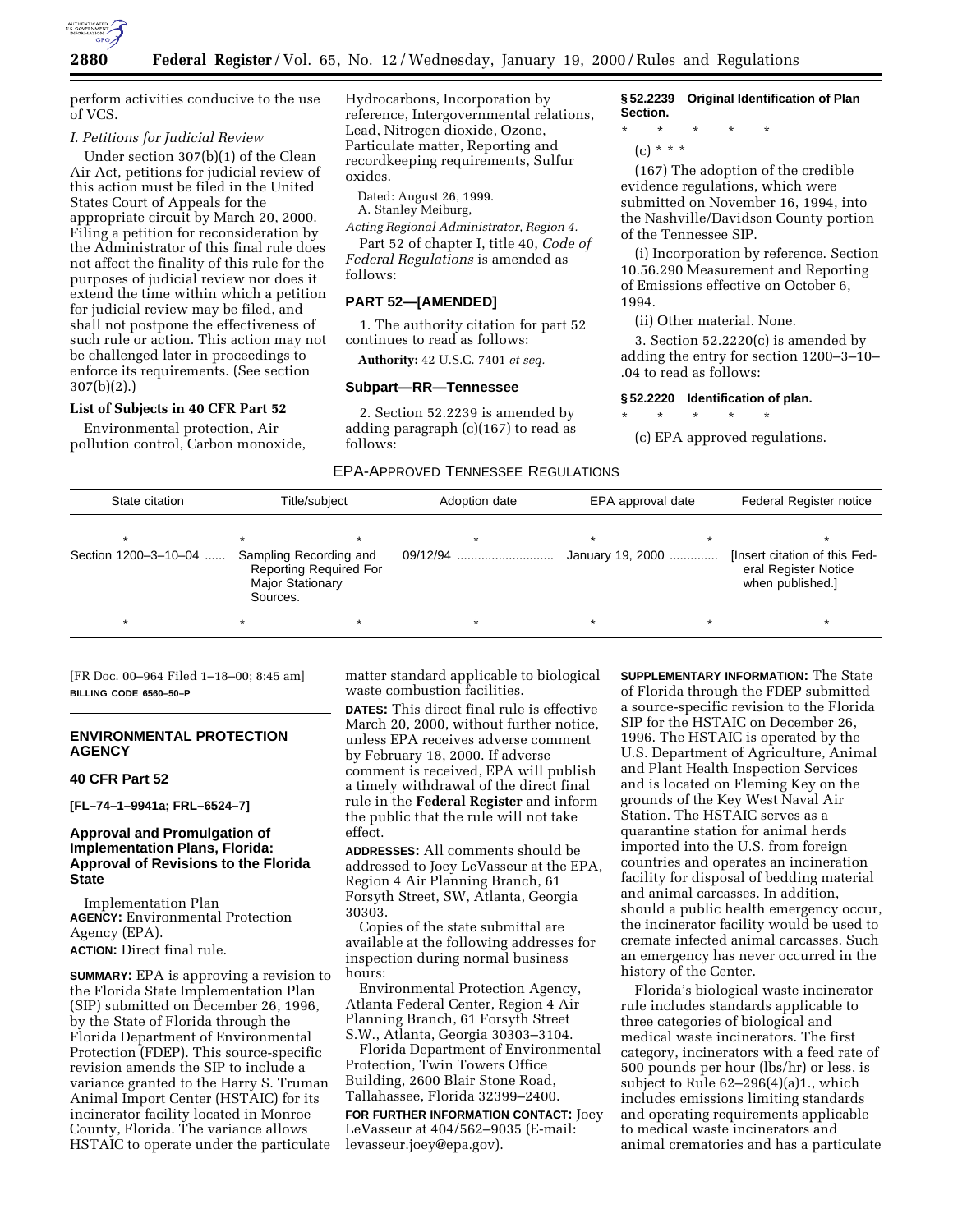perform activities conducive to the use of VCS.

*I. Petitions for Judicial Review*

Under section 307(b)(1) of the Clean Air Act, petitions for judicial review of this action must be filed in the United States Court of Appeals for the appropriate circuit by March 20, 2000. Filing a petition for reconsideration by the Administrator of this final rule does not affect the finality of this rule for the purposes of judicial review nor does it extend the time within which a petition for judicial review may be filed, and shall not postpone the effectiveness of such rule or action. This action may not be challenged later in proceedings to enforce its requirements. (See section 307(b)(2).)

**List of Subjects in 40 CFR Part 52**

Environmental protection, Air pollution control, Carbon monoxide, Hydrocarbons, Incorporation by reference, Intergovernmental relations, Lead, Nitrogen dioxide, Ozone, Particulate matter, Reporting and recordkeeping requirements, Sulfur oxides.

Dated: August 26, 1999.

A. Stanley Meiburg,

*Acting Regional Administrator, Region 4.*

Part 52 of chapter I, title 40, *Code of Federal Regulations* is amended as follows:

## PART 52—[AMENDED]

1. The authority citation for part 52 continues to read as follows:

**Authority:** 42 U.S.C. 7401 *et seq.*

### Subpart—RR—Tennessee

2. Section 52.2239 is amended by adding paragraph (c)(167) to read as follows:

**§ 52.2239 Original Identification of Plan Section.**

\* \* \* \* \*

(c) \* \* \*

(167) The adoption of the credible evidence regulations, which were submitted on November 16, 1994, into the Nashville/Davidson County portion of the Tennessee SIP.

(i) Incorporation by reference. Section 10.56.290 Measurement and Reporting of Emissions effective on October 6, 1994.

(ii) Other material. None.

3. Section 52.2220(c) is amended by adding the entry for section 1200–3–10–.04 to read as follows:

**§ 52.2220 Identification of plan.**

\* \* \* \* \*

(c) EPA approved regulations.

EPA-APPROVED TENNESSEE REGULATIONS

| State citation | Title/subject | Adoption date | EPA approval date | Federal Register notice |
|---|---|---|---|---|
| * | * | * | * | * |
| Section 1200–3–10–04 ...... | Sampling Recording and Reporting Required For Major Stationary Sources. | 09/12/94 ........................... | January 19, 2000 ............. | [Insert citation of this Federal Register Notice when published.] |
| * | * | * | * | * |

[FR Doc. 00–964 Filed 1–18–00; 8:45 am]

**BILLING CODE 6560–50–P**

## ENVIRONMENTAL PROTECTION AGENCY

## 40 CFR Part 52

**[FL–74–1–9941a; FRL–6524–7]**

## Approval and Promulgation of Implementation Plans, Florida: Approval of Revisions to the Florida State Implementation Plan

**AGENCY:** Environmental Protection Agency (EPA).

**ACTION:** Direct final rule.

**SUMMARY:** EPA is approving a revision to the Florida State Implementation Plan (SIP) submitted on December 26, 1996, by the State of Florida through the Florida Department of Environmental Protection (FDEP). This source-specific revision amends the SIP to include a variance granted to the Harry S. Truman Animal Import Center (HSTAIC) for its incinerator facility located in Monroe County, Florida. The variance allows HSTAIC to operate under the particulate matter standard applicable to biological waste combustion facilities.

**DATES:** This direct final rule is effective March 20, 2000, without further notice, unless EPA receives adverse comment by February 18, 2000. If adverse comment is received, EPA will publish a timely withdrawal of the direct final rule in the **Federal Register** and inform the public that the rule will not take effect.

**ADDRESSES:** All comments should be addressed to Joey LeVasseur at the EPA, Region 4 Air Planning Branch, 61 Forsyth Street, SW, Atlanta, Georgia 30303.

Copies of the state submittal are available at the following addresses for inspection during normal business hours:

Environmental Protection Agency, Atlanta Federal Center, Region 4 Air Planning Branch, 61 Forsyth Street S.W., Atlanta, Georgia 30303–3104.

Florida Department of Environmental Protection, Twin Towers Office Building, 2600 Blair Stone Road, Tallahassee, Florida 32399–2400.

**FOR FURTHER INFORMATION CONTACT:** Joey LeVasseur at 404/562–9035 (E-mail: levasseur.joey@epa.gov).

**SUPPLEMENTARY INFORMATION:** The State of Florida through the FDEP submitted a source-specific revision to the Florida SIP for the HSTAIC on December 26, 1996. The HSTAIC is operated by the U.S. Department of Agriculture, Animal and Plant Health Inspection Services and is located on Fleming Key on the grounds of the Key West Naval Air Station. The HSTAIC serves as a quarantine station for animal herds imported into the U.S. from foreign countries and operates an incineration facility for disposal of bedding material and animal carcasses. In addition, should a public health emergency occur, the incinerator facility would be used to cremate infected animal carcasses. Such an emergency has never occurred in the history of the Center.

Florida's biological waste incinerator rule includes standards applicable to three categories of biological and medical waste incinerators. The first category, incinerators with a feed rate of 500 pounds per hour (lbs/hr) or less, is subject to Rule 62–296(4)(a)1., which includes emissions limiting standards and operating requirements applicable to medical waste incinerators and animal crematories and has a particulate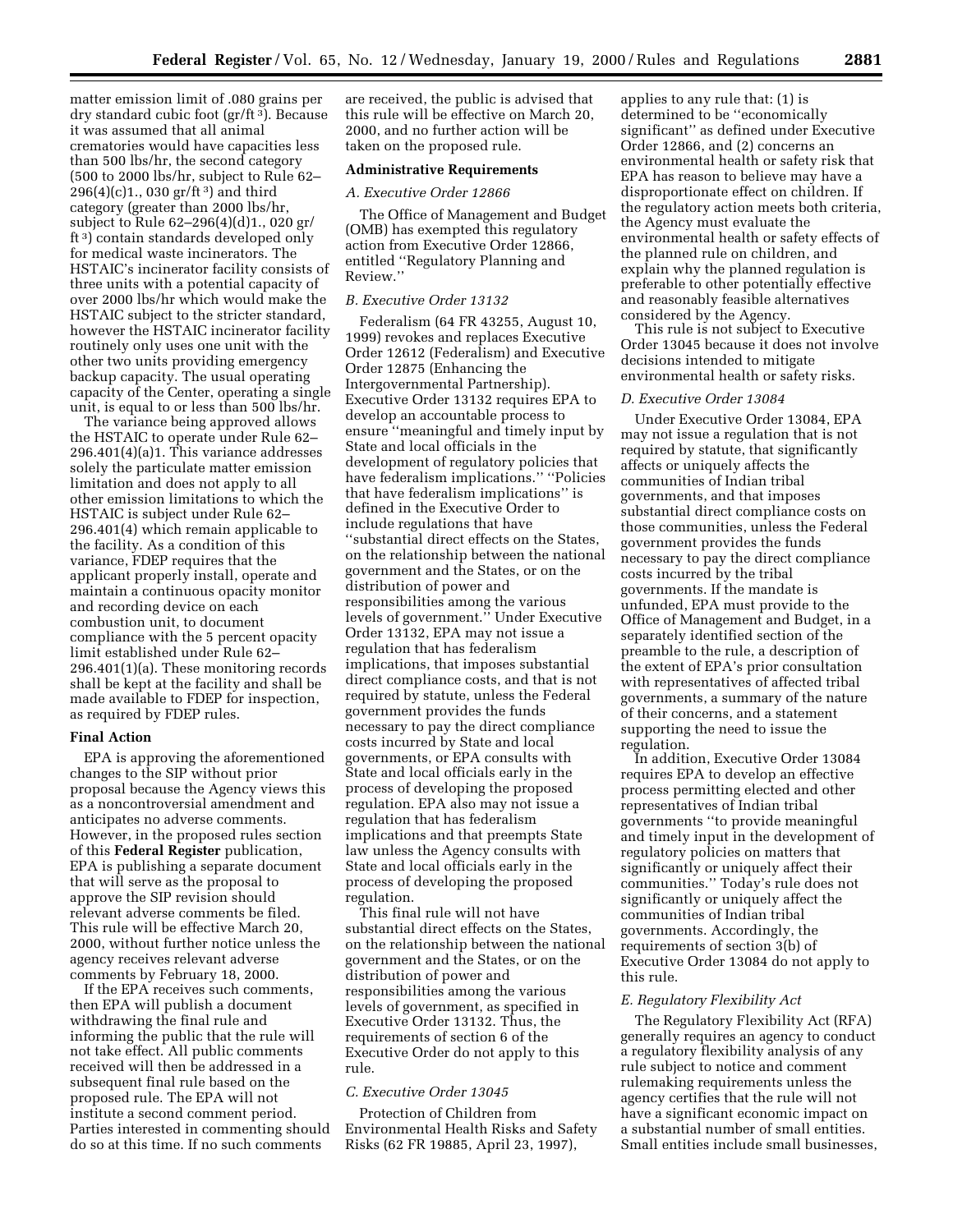matter emission limit of .080 grains per dry standard cubic foot (gr/ft $^3$). Because it was assumed that all animal crematories would have capacities less than 500 lbs/hr, the second category (500 to 2000 lbs/hr, subject to Rule 62–296(4)(c)1., 030 gr/ft $^3$) and third category (greater than 2000 lbs/hr, subject to Rule 62–296(4)(d)1., 020 gr/ft $^3$) contain standards developed only for medical waste incinerators. The HSTAIC's incinerator facility consists of three units with a potential capacity of over 2000 lbs/hr which would make the HSTAIC subject to the stricter standard, however the HSTAIC incinerator facility routinely only uses one unit with the other two units providing emergency backup capacity. The usual operating capacity of the Center, operating a single unit, is equal to or less than 500 lbs/hr.

The variance being approved allows the HSTAIC to operate under Rule 62–296.401(4)(a)1. This variance addresses solely the particulate matter emission limitation and does not apply to all other emission limitations to which the HSTAIC is subject under Rule 62–296.401(4) which remain applicable to the facility. As a condition of this variance, FDEP requires that the applicant properly install, operate and maintain a continuous opacity monitor and recording device on each combustion unit, to document compliance with the 5 percent opacity limit established under Rule 62–296.401(1)(a). These monitoring records shall be kept at the facility and shall be made available to FDEP for inspection, as required by FDEP rules.

**Final Action**

EPA is approving the aforementioned changes to the SIP without prior proposal because the Agency views this as a noncontroversial amendment and anticipates no adverse comments. However, in the proposed rules section of this **Federal Register** publication, EPA is publishing a separate document that will serve as the proposal to approve the SIP revision should relevant adverse comments be filed. This rule will be effective March 20, 2000, without further notice unless the agency receives relevant adverse comments by February 18, 2000.

If the EPA receives such comments, then EPA will publish a document withdrawing the final rule and informing the public that the rule will not take effect. All public comments received will then be addressed in a subsequent final rule based on the proposed rule. The EPA will not institute a second comment period. Parties interested in commenting should do so at this time. If no such comments are received, the public is advised that this rule will be effective on March 20, 2000, and no further action will be taken on the proposed rule.

**Administrative Requirements**

*A. Executive Order 12866*

The Office of Management and Budget (OMB) has exempted this regulatory action from Executive Order 12866, entitled ''Regulatory Planning and Review.''

*B. Executive Order 13132*

Federalism (64 FR 43255, August 10, 1999) revokes and replaces Executive Order 12612 (Federalism) and Executive Order 12875 (Enhancing the Intergovernmental Partnership). Executive Order 13132 requires EPA to develop an accountable process to ensure ''meaningful and timely input by State and local officials in the development of regulatory policies that have federalism implications.'' ''Policies that have federalism implications'' is defined in the Executive Order to include regulations that have ''substantial direct effects on the States, on the relationship between the national government and the States, or on the distribution of power and responsibilities among the various levels of government.'' Under Executive Order 13132, EPA may not issue a regulation that has federalism implications, that imposes substantial direct compliance costs, and that is not required by statute, unless the Federal government provides the funds necessary to pay the direct compliance costs incurred by State and local governments, or EPA consults with State and local officials early in the process of developing the proposed regulation. EPA also may not issue a regulation that has federalism implications and that preempts State law unless the Agency consults with State and local officials early in the process of developing the proposed regulation.

This final rule will not have substantial direct effects on the States, on the relationship between the national government and the States, or on the distribution of power and responsibilities among the various levels of government, as specified in Executive Order 13132. Thus, the requirements of section 6 of the Executive Order do not apply to this rule.

*C. Executive Order 13045*

Protection of Children from Environmental Health Risks and Safety Risks (62 FR 19885, April 23, 1997), applies to any rule that: (1) is determined to be ''economically significant'' as defined under Executive Order 12866, and (2) concerns an environmental health or safety risk that EPA has reason to believe may have a disproportionate effect on children. If the regulatory action meets both criteria, the Agency must evaluate the environmental health or safety effects of the planned rule on children, and explain why the planned regulation is preferable to other potentially effective and reasonably feasible alternatives considered by the Agency.

This rule is not subject to Executive Order 13045 because it does not involve decisions intended to mitigate environmental health or safety risks.

*D. Executive Order 13084*

Under Executive Order 13084, EPA may not issue a regulation that is not required by statute, that significantly affects or uniquely affects the communities of Indian tribal governments, and that imposes substantial direct compliance costs on those communities, unless the Federal government provides the funds necessary to pay the direct compliance costs incurred by the tribal governments. If the mandate is unfunded, EPA must provide to the Office of Management and Budget, in a separately identified section of the preamble to the rule, a description of the extent of EPA's prior consultation with representatives of affected tribal governments, a summary of the nature of their concerns, and a statement supporting the need to issue the regulation.

In addition, Executive Order 13084 requires EPA to develop an effective process permitting elected and other representatives of Indian tribal governments ''to provide meaningful and timely input in the development of regulatory policies on matters that significantly or uniquely affect their communities.'' Today's rule does not significantly or uniquely affect the communities of Indian tribal governments. Accordingly, the requirements of section 3(b) of Executive Order 13084 do not apply to this rule.

*E. Regulatory Flexibility Act*

The Regulatory Flexibility Act (RFA) generally requires an agency to conduct a regulatory flexibility analysis of any rule subject to notice and comment rulemaking requirements unless the agency certifies that the rule will not have a significant economic impact on a substantial number of small entities. Small entities include small businesses,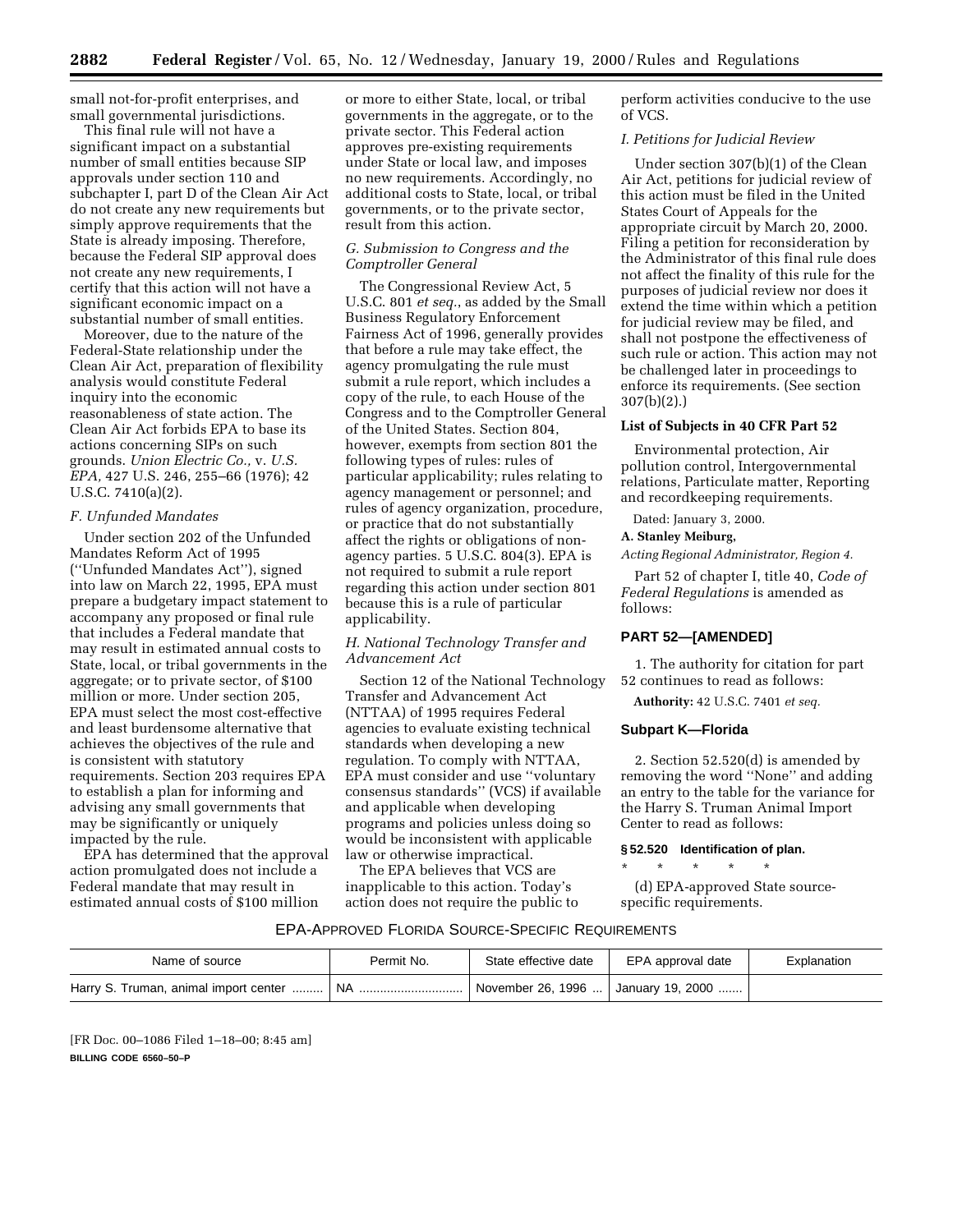small not-for-profit enterprises, and small governmental jurisdictions.

This final rule will not have a significant impact on a substantial number of small entities because SIP approvals under section 110 and subchapter I, part D of the Clean Air Act do not create any new requirements but simply approve requirements that the State is already imposing. Therefore, because the Federal SIP approval does not create any new requirements, I certify that this action will not have a significant economic impact on a substantial number of small entities.

Moreover, due to the nature of the Federal-State relationship under the Clean Air Act, preparation of flexibility analysis would constitute Federal inquiry into the economic reasonableness of state action. The Clean Air Act forbids EPA to base its actions concerning SIPs on such grounds. *Union Electric Co.,* v. *U.S. EPA,* 427 U.S. 246, 255–66 (1976); 42 U.S.C. 7410(a)(2).

*F. Unfunded Mandates*

Under section 202 of the Unfunded Mandates Reform Act of 1995 (''Unfunded Mandates Act''), signed into law on March 22, 1995, EPA must prepare a budgetary impact statement to accompany any proposed or final rule that includes a Federal mandate that may result in estimated annual costs to State, local, or tribal governments in the aggregate; or to private sector, of $100 million or more. Under section 205, EPA must select the most cost-effective and least burdensome alternative that achieves the objectives of the rule and is consistent with statutory requirements. Section 203 requires EPA to establish a plan for informing and advising any small governments that may be significantly or uniquely impacted by the rule.

EPA has determined that the approval action promulgated does not include a Federal mandate that may result in estimated annual costs of $100 million or more to either State, local, or tribal governments in the aggregate, or to the private sector. This Federal action approves pre-existing requirements under State or local law, and imposes no new requirements. Accordingly, no additional costs to State, local, or tribal governments, or to the private sector, result from this action.

*G. Submission to Congress and the Comptroller General*

The Congressional Review Act, 5 U.S.C. 801 *et seq.*, as added by the Small Business Regulatory Enforcement Fairness Act of 1996, generally provides that before a rule may take effect, the agency promulgating the rule must submit a rule report, which includes a copy of the rule, to each House of the Congress and to the Comptroller General of the United States. Section 804, however, exempts from section 801 the following types of rules: rules of particular applicability; rules relating to agency management or personnel; and rules of agency organization, procedure, or practice that do not substantially affect the rights or obligations of non-agency parties. 5 U.S.C. 804(3). EPA is not required to submit a rule report regarding this action under section 801 because this is a rule of particular applicability.

*H. National Technology Transfer and Advancement Act*

Section 12 of the National Technology Transfer and Advancement Act (NTTAA) of 1995 requires Federal agencies to evaluate existing technical standards when developing a new regulation. To comply with NTTAA, EPA must consider and use ''voluntary consensus standards'' (VCS) if available and applicable when developing programs and policies unless doing so would be inconsistent with applicable law or otherwise impractical.

The EPA believes that VCS are inapplicable to this action. Today's action does not require the public to perform activities conducive to the use of VCS.

*I. Petitions for Judicial Review*

Under section 307(b)(1) of the Clean Air Act, petitions for judicial review of this action must be filed in the United States Court of Appeals for the appropriate circuit by March 20, 2000. Filing a petition for reconsideration by the Administrator of this final rule does not affect the finality of this rule for the purposes of judicial review nor does it extend the time within which a petition for judicial review may be filed, and shall not postpone the effectiveness of such rule or action. This action may not be challenged later in proceedings to enforce its requirements. (See section 307(b)(2).)

**List of Subjects in 40 CFR Part 52**

Environmental protection, Air pollution control, Intergovernmental relations, Particulate matter, Reporting and recordkeeping requirements.

Dated: January 3, 2000.

**A. Stanley Meiburg,**

*Acting Regional Administrator, Region 4.*

Part 52 of chapter I, title 40, *Code of Federal Regulations* is amended as follows:

## PART 52—[AMENDED]

1. The authority for citation for part 52 continues to read as follows:

**Authority:** 42 U.S.C. 7401 *et seq.*

## Subpart K—Florida

2. Section 52.520(d) is amended by removing the word ''None'' and adding an entry to the table for the variance for the Harry S. Truman Animal Import Center to read as follows:

### § 52.520 Identification of plan.

\* \* \* \* \*

(d) EPA-approved State source-specific requirements.

EPA-APPROVED FLORIDA SOURCE-SPECIFIC REQUIREMENTS

| Name of source | Permit No. | State effective date | EPA approval date | Explanation |
|---|---|---|---|---|
| Harry S. Truman, animal import center | NA | November 26, 1996 | January 19, 2000 | |

[FR Doc. 00–1086 Filed 1–18–00; 8:45 am]

**BILLING CODE 6560–50–P**